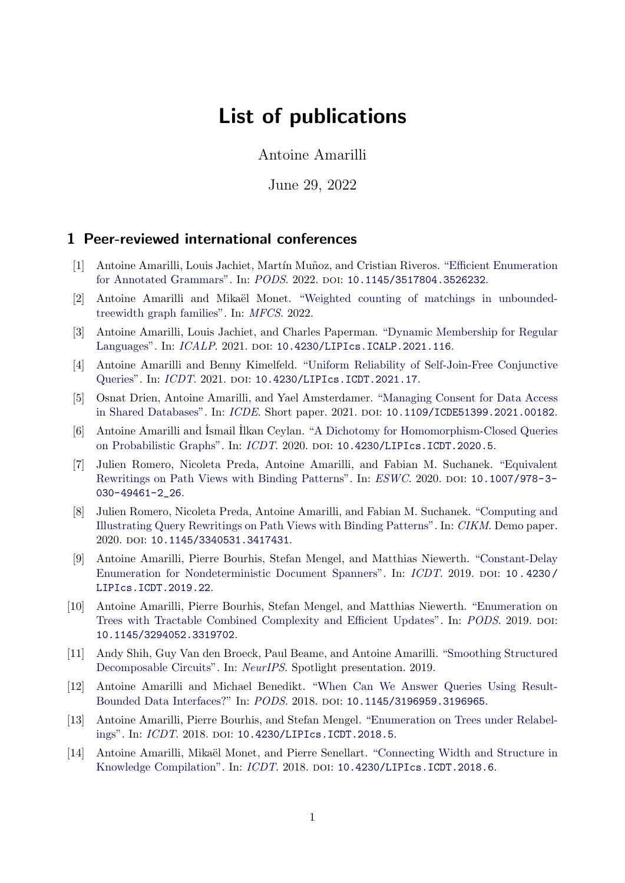# List of publications

Antoine Amarilli

June 29, 2022

## 1 Peer-reviewed international conferences

[1] Antoine Amarilli, Louis Jachiet, Martín Muñoz, and Cristian Riveros. "Efficient Enumeration for Annotated Grammars". In: *PODS*. 2022. DOI: 10.1145/3517804.3526232.

[2] Antoine Amarilli and Mikaël Monet. "Weighted counting of matchings in unbounded-treewidth graph families". In: *MFCS*. 2022.

[3] Antoine Amarilli, Louis Jachiet, and Charles Paperman. "Dynamic Membership for Regular Languages". In: *ICALP*. 2021. DOI: 10.4230/LIPIcs.ICALP.2021.116.

[4] Antoine Amarilli and Benny Kimelfeld. "Uniform Reliability of Self-Join-Free Conjunctive Queries". In: *ICDT*. 2021. DOI: 10.4230/LIPIcs.ICDT.2021.17.

[5] Osnat Drien, Antoine Amarilli, and Yael Amsterdamer. "Managing Consent for Data Access in Shared Databases". In: *ICDE*. Short paper. 2021. DOI: 10.1109/ICDE51399.2021.00182.

[6] Antoine Amarilli and İsmail İlkan Ceylan. "A Dichotomy for Homomorphism-Closed Queries on Probabilistic Graphs". In: *ICDT*. 2020. DOI: 10.4230/LIPIcs.ICDT.2020.5.

[7] Julien Romero, Nicoleta Preda, Antoine Amarilli, and Fabian M. Suchanek. "Equivalent Rewritings on Path Views with Binding Patterns". In: *ESWC*. 2020. DOI: 10.1007/978-3-030-49461-2_26.

[8] Julien Romero, Nicoleta Preda, Antoine Amarilli, and Fabian M. Suchanek. "Computing and Illustrating Query Rewritings on Path Views with Binding Patterns". In: *CIKM*. Demo paper. 2020. DOI: 10.1145/3340531.3417431.

[9] Antoine Amarilli, Pierre Bourhis, Stefan Mengel, and Matthias Niewerth. "Constant-Delay Enumeration for Nondeterministic Document Spanners". In: *ICDT*. 2019. DOI: 10.4230/LIPIcs.ICDT.2019.22.

[10] Antoine Amarilli, Pierre Bourhis, Stefan Mengel, and Matthias Niewerth. "Enumeration on Trees with Tractable Combined Complexity and Efficient Updates". In: *PODS*. 2019. DOI: 10.1145/3294052.3319702.

[11] Andy Shih, Guy Van den Broeck, Paul Beame, and Antoine Amarilli. "Smoothing Structured Decomposable Circuits". In: *NeurIPS*. Spotlight presentation. 2019.

[12] Antoine Amarilli and Michael Benedikt. "When Can We Answer Queries Using Result-Bounded Data Interfaces?" In: *PODS*. 2018. DOI: 10.1145/3196959.3196965.

[13] Antoine Amarilli, Pierre Bourhis, and Stefan Mengel. "Enumeration on Trees under Relabelings". In: *ICDT*. 2018. DOI: 10.4230/LIPIcs.ICDT.2018.5.

[14] Antoine Amarilli, Mikaël Monet, and Pierre Senellart. "Connecting Width and Structure in Knowledge Compilation". In: *ICDT*. 2018. DOI: 10.4230/LIPIcs.ICDT.2018.6.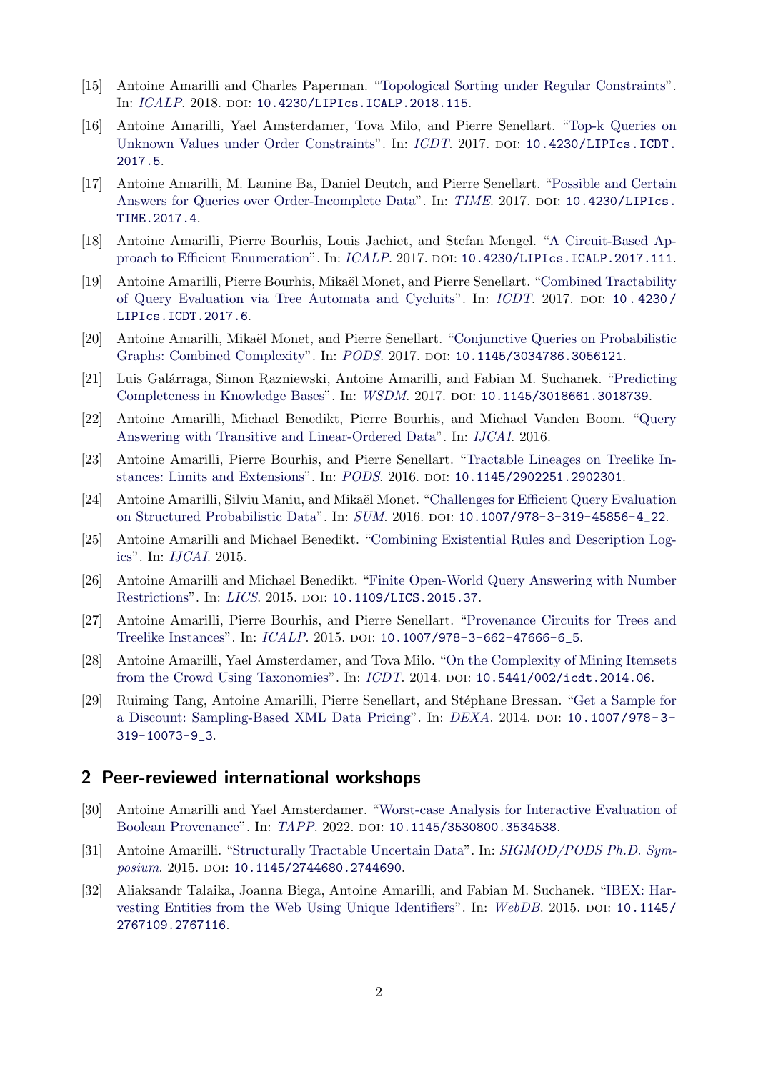[15] Antoine Amarilli and Charles Paperman. "Topological Sorting under Regular Constraints". In: *ICALP*. 2018. DOI: 10.4230/LIPIcs.ICALP.2018.115.

[16] Antoine Amarilli, Yael Amsterdamer, Tova Milo, and Pierre Senellart. "Top-k Queries on Unknown Values under Order Constraints". In: *ICDT*. 2017. DOI: 10.4230/LIPIcs.ICDT.2017.5.

[17] Antoine Amarilli, M. Lamine Ba, Daniel Deutch, and Pierre Senellart. "Possible and Certain Answers for Queries over Order-Incomplete Data". In: *TIME*. 2017. DOI: 10.4230/LIPIcs.TIME.2017.4.

[18] Antoine Amarilli, Pierre Bourhis, Louis Jachiet, and Stefan Mengel. "A Circuit-Based Approach to Efficient Enumeration". In: *ICALP*. 2017. DOI: 10.4230/LIPIcs.ICALP.2017.111.

[19] Antoine Amarilli, Pierre Bourhis, Mikaël Monet, and Pierre Senellart. "Combined Tractability of Query Evaluation via Tree Automata and Cycluits". In: *ICDT*. 2017. DOI: 10.4230/LIPIcs.ICDT.2017.6.

[20] Antoine Amarilli, Mikaël Monet, and Pierre Senellart. "Conjunctive Queries on Probabilistic Graphs: Combined Complexity". In: *PODS*. 2017. DOI: 10.1145/3034786.3056121.

[21] Luis Galárraga, Simon Razniewski, Antoine Amarilli, and Fabian M. Suchanek. "Predicting Completeness in Knowledge Bases". In: *WSDM*. 2017. DOI: 10.1145/3018661.3018739.

[22] Antoine Amarilli, Michael Benedikt, Pierre Bourhis, and Michael Vanden Boom. "Query Answering with Transitive and Linear-Ordered Data". In: *IJCAI*. 2016.

[23] Antoine Amarilli, Pierre Bourhis, and Pierre Senellart. "Tractable Lineages on Treelike Instances: Limits and Extensions". In: *PODS*. 2016. DOI: 10.1145/2902251.2902301.

[24] Antoine Amarilli, Silviu Maniu, and Mikaël Monet. "Challenges for Efficient Query Evaluation on Structured Probabilistic Data". In: *SUM*. 2016. DOI: 10.1007/978-3-319-45856-4_22.

[25] Antoine Amarilli and Michael Benedikt. "Combining Existential Rules and Description Logics". In: *IJCAI*. 2015.

[26] Antoine Amarilli and Michael Benedikt. "Finite Open-World Query Answering with Number Restrictions". In: *LICS*. 2015. DOI: 10.1109/LICS.2015.37.

[27] Antoine Amarilli, Pierre Bourhis, and Pierre Senellart. "Provenance Circuits for Trees and Treelike Instances". In: *ICALP*. 2015. DOI: 10.1007/978-3-662-47666-6_5.

[28] Antoine Amarilli, Yael Amsterdamer, and Tova Milo. "On the Complexity of Mining Itemsets from the Crowd Using Taxonomies". In: *ICDT*. 2014. DOI: 10.5441/002/icdt.2014.06.

[29] Ruiming Tang, Antoine Amarilli, Pierre Senellart, and Stéphane Bressan. "Get a Sample for a Discount: Sampling-Based XML Data Pricing". In: *DEXA*. 2014. DOI: 10.1007/978-3-319-10073-9_3.

## 2 Peer-reviewed international workshops

[30] Antoine Amarilli and Yael Amsterdamer. "Worst-case Analysis for Interactive Evaluation of Boolean Provenance". In: *TAPP*. 2022. DOI: 10.1145/3530800.3534538.

[31] Antoine Amarilli. "Structurally Tractable Uncertain Data". In: *SIGMOD/PODS Ph.D. Symposium*. 2015. DOI: 10.1145/2744680.2744690.

[32] Aliaksandr Talaika, Joanna Biega, Antoine Amarilli, and Fabian M. Suchanek. "IBEX: Harvesting Entities from the Web Using Unique Identifiers". In: *WebDB*. 2015. DOI: 10.1145/2767109.2767116.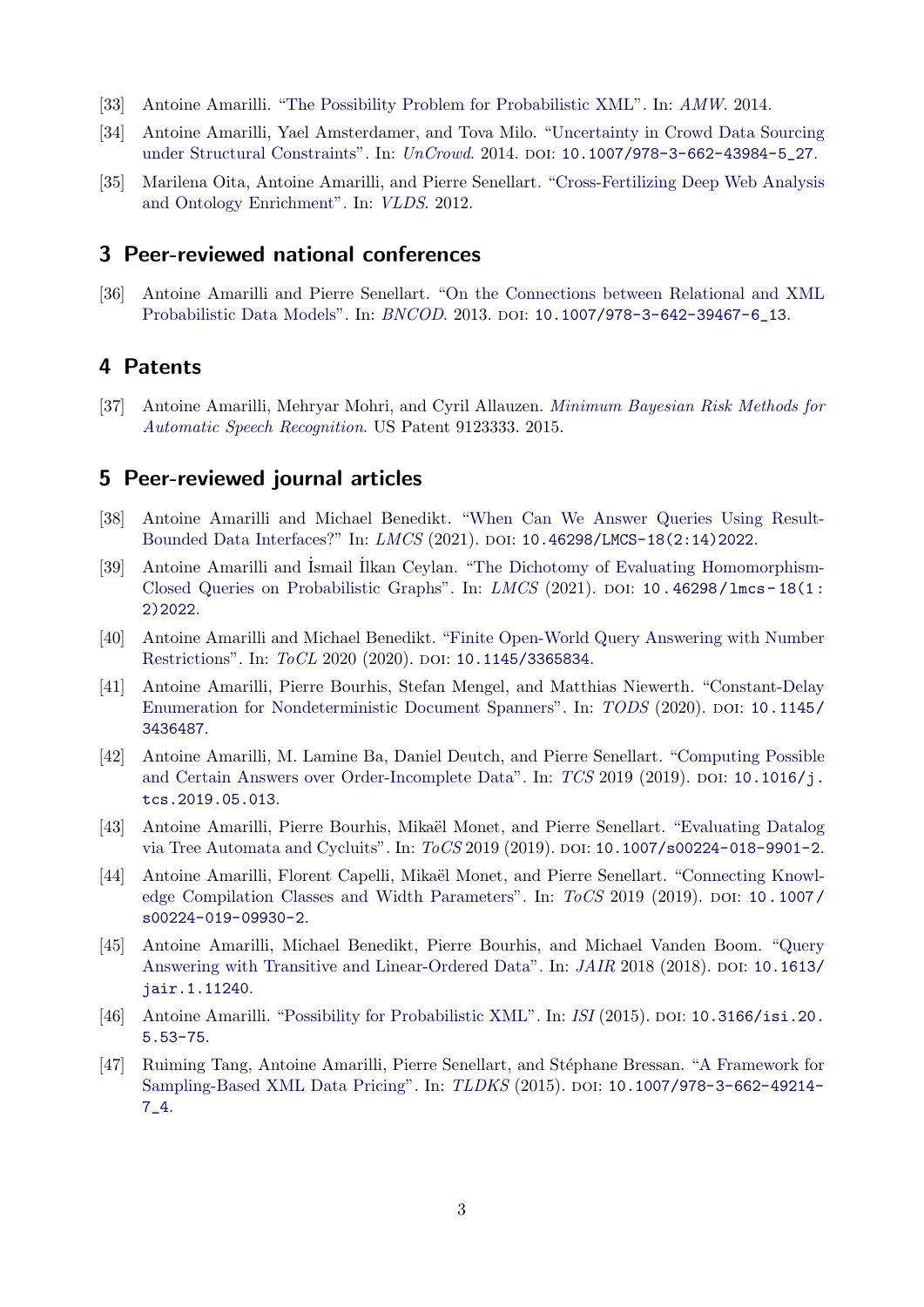[33] Antoine Amarilli. "The Possibility Problem for Probabilistic XML". In: *AMW*. 2014.

[34] Antoine Amarilli, Yael Amsterdamer, and Tova Milo. "Uncertainty in Crowd Data Sourcing under Structural Constraints". In: *UnCrowd*. 2014. DOI: `10.1007/978-3-662-43984-5_27`.

[35] Marilena Oita, Antoine Amarilli, and Pierre Senellart. "Cross-Fertilizing Deep Web Analysis and Ontology Enrichment". In: *VLDS*. 2012.

## 3 Peer-reviewed national conferences

[36] Antoine Amarilli and Pierre Senellart. "On the Connections between Relational and XML Probabilistic Data Models". In: *BNCOD*. 2013. DOI: `10.1007/978-3-642-39467-6_13`.

## 4 Patents

[37] Antoine Amarilli, Mehryar Mohri, and Cyril Allauzen. *Minimum Bayesian Risk Methods for Automatic Speech Recognition*. US Patent 9123333. 2015.

## 5 Peer-reviewed journal articles

[38] Antoine Amarilli and Michael Benedikt. "When Can We Answer Queries Using Result-Bounded Data Interfaces?" In: *LMCS* (2021). DOI: `10.46298/LMCS-18(2:14)2022`.

[39] Antoine Amarilli and İsmail İlkan Ceylan. "The Dichotomy of Evaluating Homomorphism-Closed Queries on Probabilistic Graphs". In: *LMCS* (2021). DOI: `10.46298/lmcs-18(1:2)2022`.

[40] Antoine Amarilli and Michael Benedikt. "Finite Open-World Query Answering with Number Restrictions". In: *ToCL* 2020 (2020). DOI: `10.1145/3365834`.

[41] Antoine Amarilli, Pierre Bourhis, Stefan Mengel, and Matthias Niewerth. "Constant-Delay Enumeration for Nondeterministic Document Spanners". In: *TODS* (2020). DOI: `10.1145/3436487`.

[42] Antoine Amarilli, M. Lamine Ba, Daniel Deutch, and Pierre Senellart. "Computing Possible and Certain Answers over Order-Incomplete Data". In: *TCS* 2019 (2019). DOI: `10.1016/j.tcs.2019.05.013`.

[43] Antoine Amarilli, Pierre Bourhis, Mikaël Monet, and Pierre Senellart. "Evaluating Datalog via Tree Automata and Cycluits". In: *ToCS* 2019 (2019). DOI: `10.1007/s00224-018-9901-2`.

[44] Antoine Amarilli, Florent Capelli, Mikaël Monet, and Pierre Senellart. "Connecting Knowledge Compilation Classes and Width Parameters". In: *ToCS* 2019 (2019). DOI: `10.1007/s00224-019-09930-2`.

[45] Antoine Amarilli, Michael Benedikt, Pierre Bourhis, and Michael Vanden Boom. "Query Answering with Transitive and Linear-Ordered Data". In: *JAIR* 2018 (2018). DOI: `10.1613/jair.1.11240`.

[46] Antoine Amarilli. "Possibility for Probabilistic XML". In: *ISI* (2015). DOI: `10.3166/isi.20.5.53-75`.

[47] Ruiming Tang, Antoine Amarilli, Pierre Senellart, and Stéphane Bressan. "A Framework for Sampling-Based XML Data Pricing". In: *TLDKS* (2015). DOI: `10.1007/978-3-662-49214-7_4`.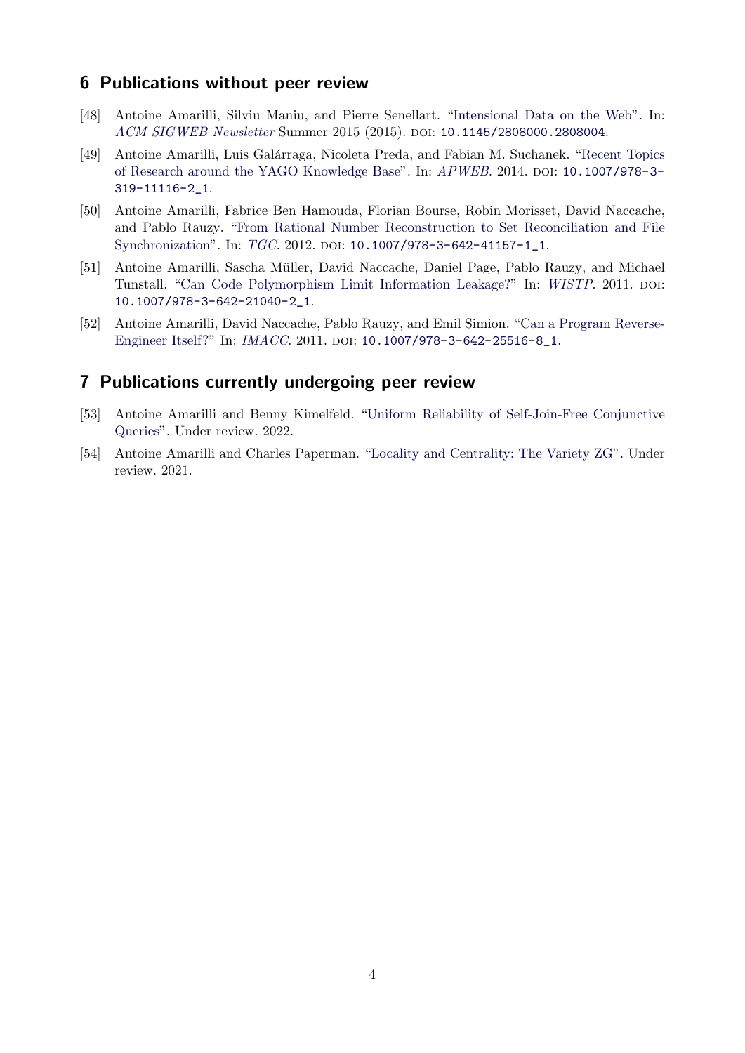## 6 Publications without peer review

[48] Antoine Amarilli, Silviu Maniu, and Pierre Senellart. "Intensional Data on the Web". In: *ACM SIGWEB Newsletter* Summer 2015 (2015). DOI: `10.1145/2808000.2808004`.

[49] Antoine Amarilli, Luis Galárraga, Nicoleta Preda, and Fabian M. Suchanek. "Recent Topics of Research around the YAGO Knowledge Base". In: *APWEB*. 2014. DOI: `10.1007/978-3-319-11116-2_1`.

[50] Antoine Amarilli, Fabrice Ben Hamouda, Florian Bourse, Robin Morisset, David Naccache, and Pablo Rauzy. "From Rational Number Reconstruction to Set Reconciliation and File Synchronization". In: *TGC*. 2012. DOI: `10.1007/978-3-642-41157-1_1`.

[51] Antoine Amarilli, Sascha Müller, David Naccache, Daniel Page, Pablo Rauzy, and Michael Tunstall. "Can Code Polymorphism Limit Information Leakage?" In: *WISTP*. 2011. DOI: `10.1007/978-3-642-21040-2_1`.

[52] Antoine Amarilli, David Naccache, Pablo Rauzy, and Emil Simion. "Can a Program Reverse-Engineer Itself?" In: *IMACC*. 2011. DOI: `10.1007/978-3-642-25516-8_1`.

## 7 Publications currently undergoing peer review

[53] Antoine Amarilli and Benny Kimelfeld. "Uniform Reliability of Self-Join-Free Conjunctive Queries". Under review. 2022.

[54] Antoine Amarilli and Charles Paperman. "Locality and Centrality: The Variety ZG". Under review. 2021.